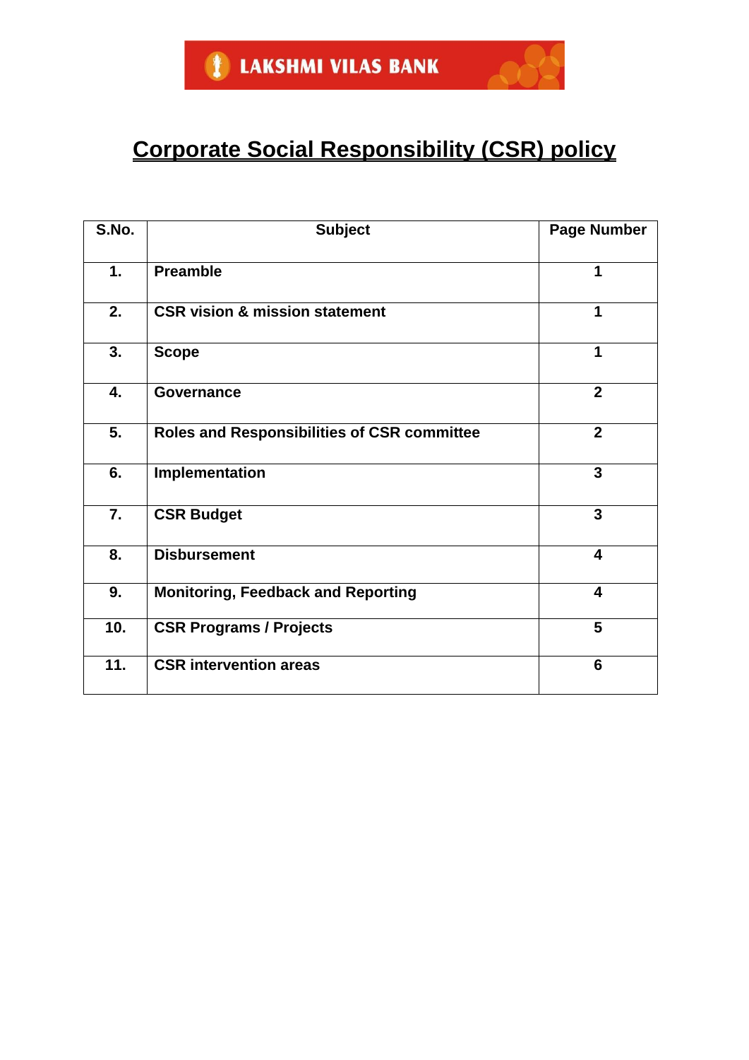LAKSHMI VILAS BANK

# Corporate Social Responsibility (CSR) policy

| S.No. | Subject | Page Number |
|---|---|---|
| 1. | Preamble | 1 |
| 2. | CSR vision & mission statement | 1 |
| 3. | Scope | 1 |
| 4. | Governance | 2 |
| 5. | Roles and Responsibilities of CSR committee | 2 |
| 6. | Implementation | 3 |
| 7. | CSR Budget | 3 |
| 8. | Disbursement | 4 |
| 9. | Monitoring, Feedback and Reporting | 4 |
| 10. | CSR Programs / Projects | 5 |
| 11. | CSR intervention areas | 6 |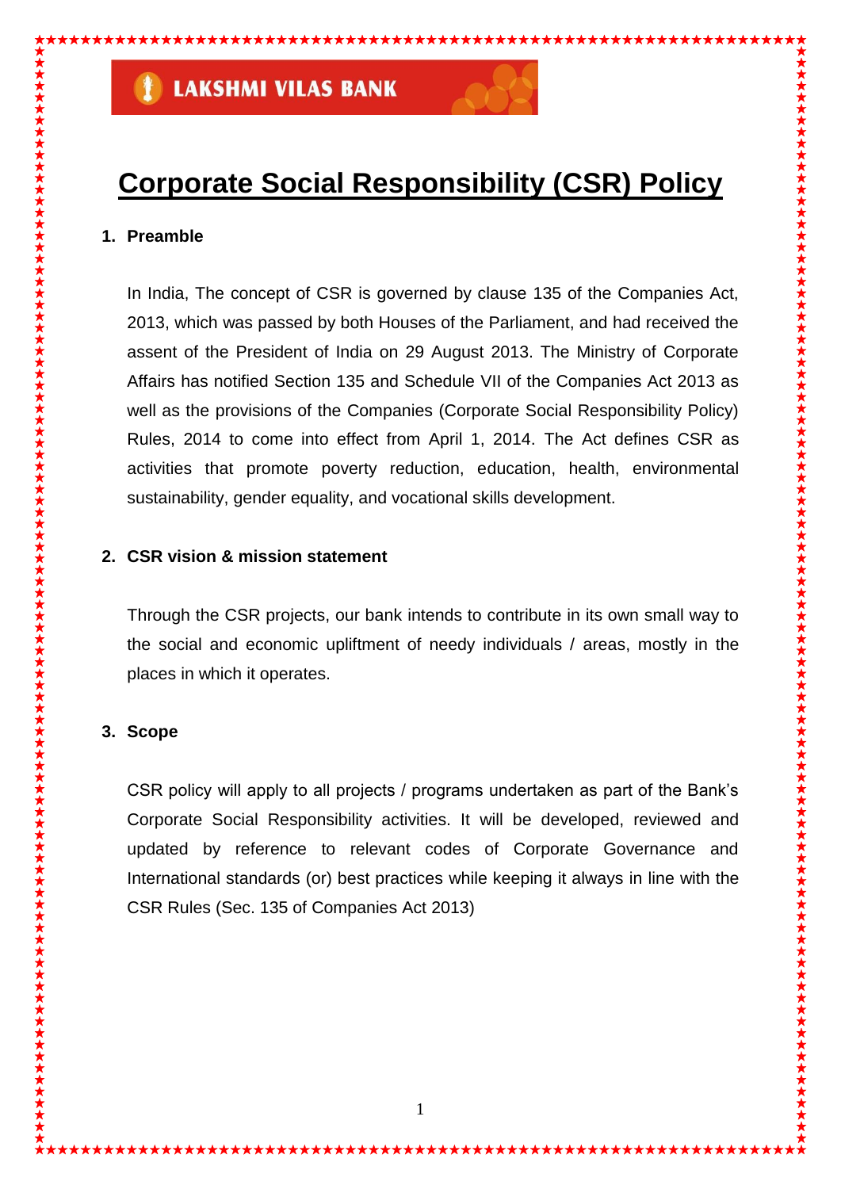LAKSHMI VILAS BANK

# Corporate Social Responsibility (CSR) Policy

## 1. Preamble

In India, The concept of CSR is governed by clause 135 of the Companies Act, 2013, which was passed by both Houses of the Parliament, and had received the assent of the President of India on 29 August 2013. The Ministry of Corporate Affairs has notified Section 135 and Schedule VII of the Companies Act 2013 as well as the provisions of the Companies (Corporate Social Responsibility Policy) Rules, 2014 to come into effect from April 1, 2014. The Act defines CSR as activities that promote poverty reduction, education, health, environmental sustainability, gender equality, and vocational skills development.

## 2. CSR vision & mission statement

Through the CSR projects, our bank intends to contribute in its own small way to the social and economic upliftment of needy individuals / areas, mostly in the places in which it operates.

## 3. Scope

CSR policy will apply to all projects / programs undertaken as part of the Bank's Corporate Social Responsibility activities. It will be developed, reviewed and updated by reference to relevant codes of Corporate Governance and International standards (or) best practices while keeping it always in line with the CSR Rules (Sec. 135 of Companies Act 2013)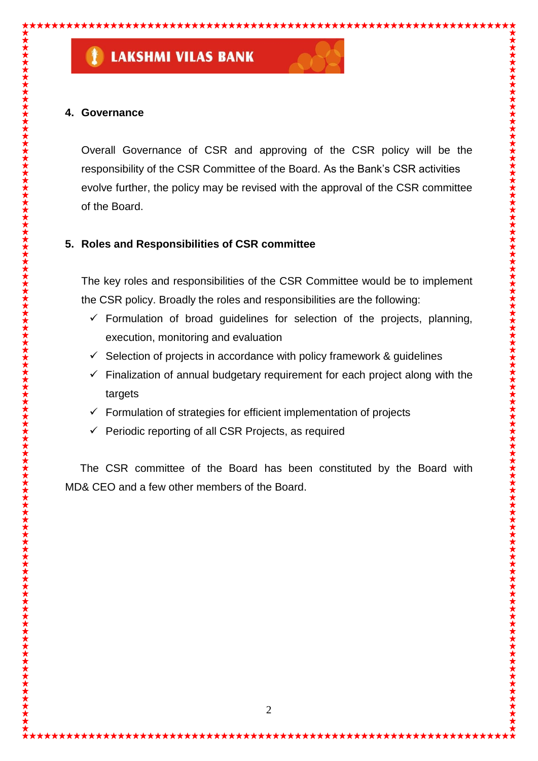## 4. Governance

Overall Governance of CSR and approving of the CSR policy will be the responsibility of the CSR Committee of the Board. As the Bank's CSR activities evolve further, the policy may be revised with the approval of the CSR committee of the Board.

## 5. Roles and Responsibilities of CSR committee

The key roles and responsibilities of the CSR Committee would be to implement the CSR policy. Broadly the roles and responsibilities are the following:

- ✓ Formulation of broad guidelines for selection of the projects, planning, execution, monitoring and evaluation
- ✓ Selection of projects in accordance with policy framework & guidelines
- ✓ Finalization of annual budgetary requirement for each project along with the targets
- ✓ Formulation of strategies for efficient implementation of projects
- ✓ Periodic reporting of all CSR Projects, as required

The CSR committee of the Board has been constituted by the Board with MD& CEO and a few other members of the Board.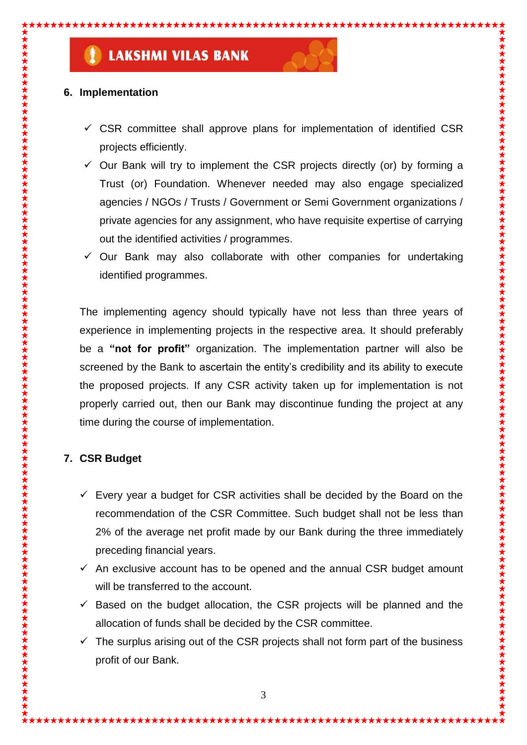## 6. Implementation

- ✓ CSR committee shall approve plans for implementation of identified CSR projects efficiently.
- ✓ Our Bank will try to implement the CSR projects directly (or) by forming a Trust (or) Foundation. Whenever needed may also engage specialized agencies / NGOs / Trusts / Government or Semi Government organizations / private agencies for any assignment, who have requisite expertise of carrying out the identified activities / programmes.
- ✓ Our Bank may also collaborate with other companies for undertaking identified programmes.

The implementing agency should typically have not less than three years of experience in implementing projects in the respective area. It should preferably be a **"not for profit"** organization. The implementation partner will also be screened by the Bank to ascertain the entity's credibility and its ability to execute the proposed projects. If any CSR activity taken up for implementation is not properly carried out, then our Bank may discontinue funding the project at any time during the course of implementation.

## 7. CSR Budget

- ✓ Every year a budget for CSR activities shall be decided by the Board on the recommendation of the CSR Committee. Such budget shall not be less than 2% of the average net profit made by our Bank during the three immediately preceding financial years.
- ✓ An exclusive account has to be opened and the annual CSR budget amount will be transferred to the account.
- ✓ Based on the budget allocation, the CSR projects will be planned and the allocation of funds shall be decided by the CSR committee.
- ✓ The surplus arising out of the CSR projects shall not form part of the business profit of our Bank.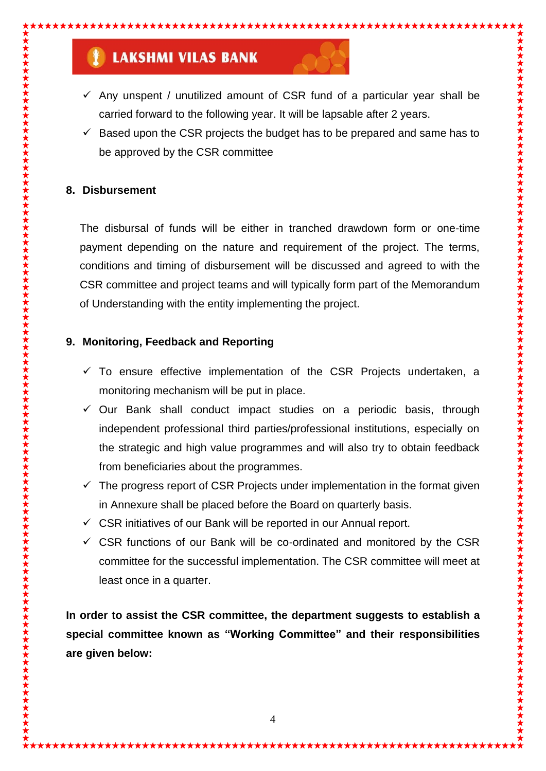- ✓ Any unspent / unutilized amount of CSR fund of a particular year shall be carried forward to the following year. It will be lapsable after 2 years.
- ✓ Based upon the CSR projects the budget has to be prepared and same has to be approved by the CSR committee

## 8. Disbursement

The disbursal of funds will be either in tranched drawdown form or one-time payment depending on the nature and requirement of the project. The terms, conditions and timing of disbursement will be discussed and agreed to with the CSR committee and project teams and will typically form part of the Memorandum of Understanding with the entity implementing the project.

## 9. Monitoring, Feedback and Reporting

- ✓ To ensure effective implementation of the CSR Projects undertaken, a monitoring mechanism will be put in place.
- ✓ Our Bank shall conduct impact studies on a periodic basis, through independent professional third parties/professional institutions, especially on the strategic and high value programmes and will also try to obtain feedback from beneficiaries about the programmes.
- ✓ The progress report of CSR Projects under implementation in the format given in Annexure shall be placed before the Board on quarterly basis.
- ✓ CSR initiatives of our Bank will be reported in our Annual report.
- ✓ CSR functions of our Bank will be co-ordinated and monitored by the CSR committee for the successful implementation. The CSR committee will meet at least once in a quarter.

**In order to assist the CSR committee, the department suggests to establish a special committee known as "Working Committee" and their responsibilities are given below:**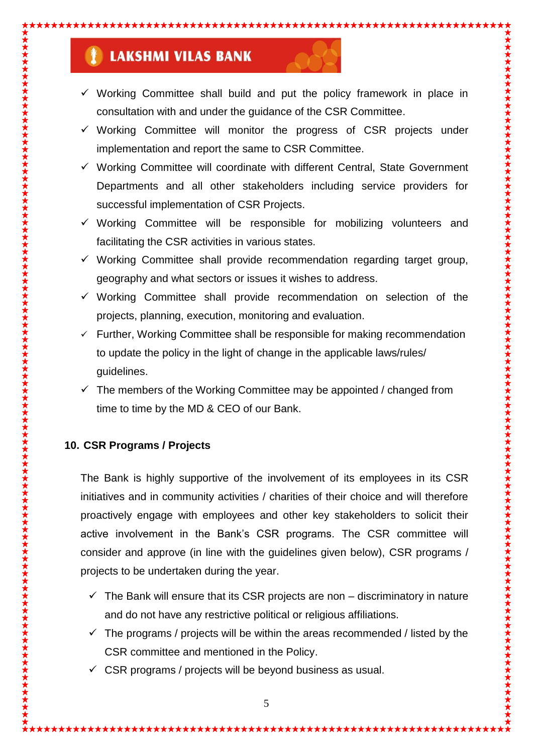- ✓ Working Committee shall build and put the policy framework in place in consultation with and under the guidance of the CSR Committee.
- ✓ Working Committee will monitor the progress of CSR projects under implementation and report the same to CSR Committee.
- ✓ Working Committee will coordinate with different Central, State Government Departments and all other stakeholders including service providers for successful implementation of CSR Projects.
- ✓ Working Committee will be responsible for mobilizing volunteers and facilitating the CSR activities in various states.
- ✓ Working Committee shall provide recommendation regarding target group, geography and what sectors or issues it wishes to address.
- ✓ Working Committee shall provide recommendation on selection of the projects, planning, execution, monitoring and evaluation.
- ✓ Further, Working Committee shall be responsible for making recommendation to update the policy in the light of change in the applicable laws/rules/ guidelines.
- ✓ The members of the Working Committee may be appointed / changed from time to time by the MD & CEO of our Bank.

## 10. CSR Programs / Projects

The Bank is highly supportive of the involvement of its employees in its CSR initiatives and in community activities / charities of their choice and will therefore proactively engage with employees and other key stakeholders to solicit their active involvement in the Bank's CSR programs. The CSR committee will consider and approve (in line with the guidelines given below), CSR programs / projects to be undertaken during the year.

- ✓ The Bank will ensure that its CSR projects are non – discriminatory in nature and do not have any restrictive political or religious affiliations.
- ✓ The programs / projects will be within the areas recommended / listed by the CSR committee and mentioned in the Policy.
- ✓ CSR programs / projects will be beyond business as usual.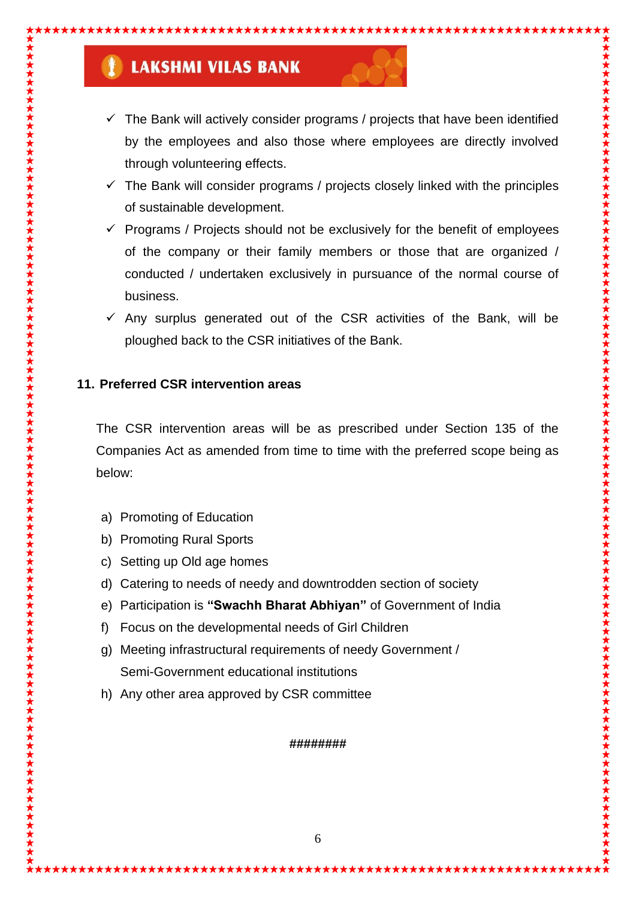- ✓ The Bank will actively consider programs / projects that have been identified by the employees and also those where employees are directly involved through volunteering effects.
- ✓ The Bank will consider programs / projects closely linked with the principles of sustainable development.
- ✓ Programs / Projects should not be exclusively for the benefit of employees of the company or their family members or those that are organized / conducted / undertaken exclusively in pursuance of the normal course of business.
- ✓ Any surplus generated out of the CSR activities of the Bank, will be ploughed back to the CSR initiatives of the Bank.

## 11. Preferred CSR intervention areas

The CSR intervention areas will be as prescribed under Section 135 of the Companies Act as amended from time to time with the preferred scope being as below:

a) Promoting of Education
b) Promoting Rural Sports
c) Setting up Old age homes
d) Catering to needs of needy and downtrodden section of society
e) Participation is **"Swachh Bharat Abhiyan"** of Government of India
f) Focus on the developmental needs of Girl Children
g) Meeting infrastructural requirements of needy Government / Semi-Government educational institutions
h) Any other area approved by CSR committee

########